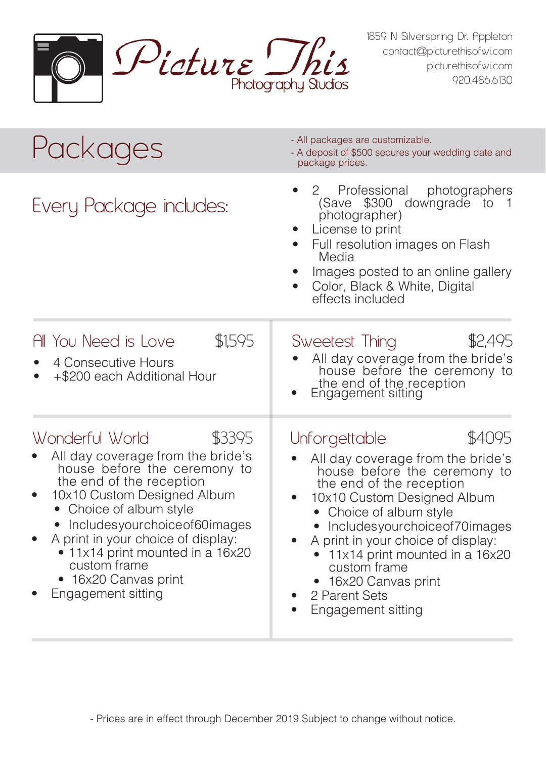# Picture This
Photography Studios

1859 N Silverspring Dr. Appleton
contact@picturethisofwi.com
picturethisofwi.com
920.486.6130

## Packages

- All packages are customizable.
- A deposit of $500 secures your wedding date and package prices.

### Every Package includes:

- 2 Professional photographers (Save $300 downgrade to 1 photographer)
- License to print
- Full resolution images on Flash Media
- Images posted to an online gallery
- Color, Black & White, Digital effects included

### All You Need is Love — $1595

- 4 Consecutive Hours
- +$200 each Additional Hour

### Sweetest Thing — $2,495

- All day coverage from the bride's house before the ceremony to the end of the reception
- Engagement sitting

### Wonderful World — $3395

- All day coverage from the bride's house before the ceremony to the end of the reception
- 10x10 Custom Designed Album
  - Choice of album style
  - Includes your choice of 60 images
- A print in your choice of display:
  - 11x14 print mounted in a 16x20 custom frame
  - 16x20 Canvas print
- Engagement sitting

### Unforgettable — $4095

- All day coverage from the bride's house before the ceremony to the end of the reception
- 10x10 Custom Designed Album
  - Choice of album style
  - Includes your choice of 70 images
- A print in your choice of display:
  - 11x14 print mounted in a 16x20 custom frame
  - 16x20 Canvas print
- 2 Parent Sets
- Engagement sitting

- Prices are in effect through December 2019 Subject to change without notice.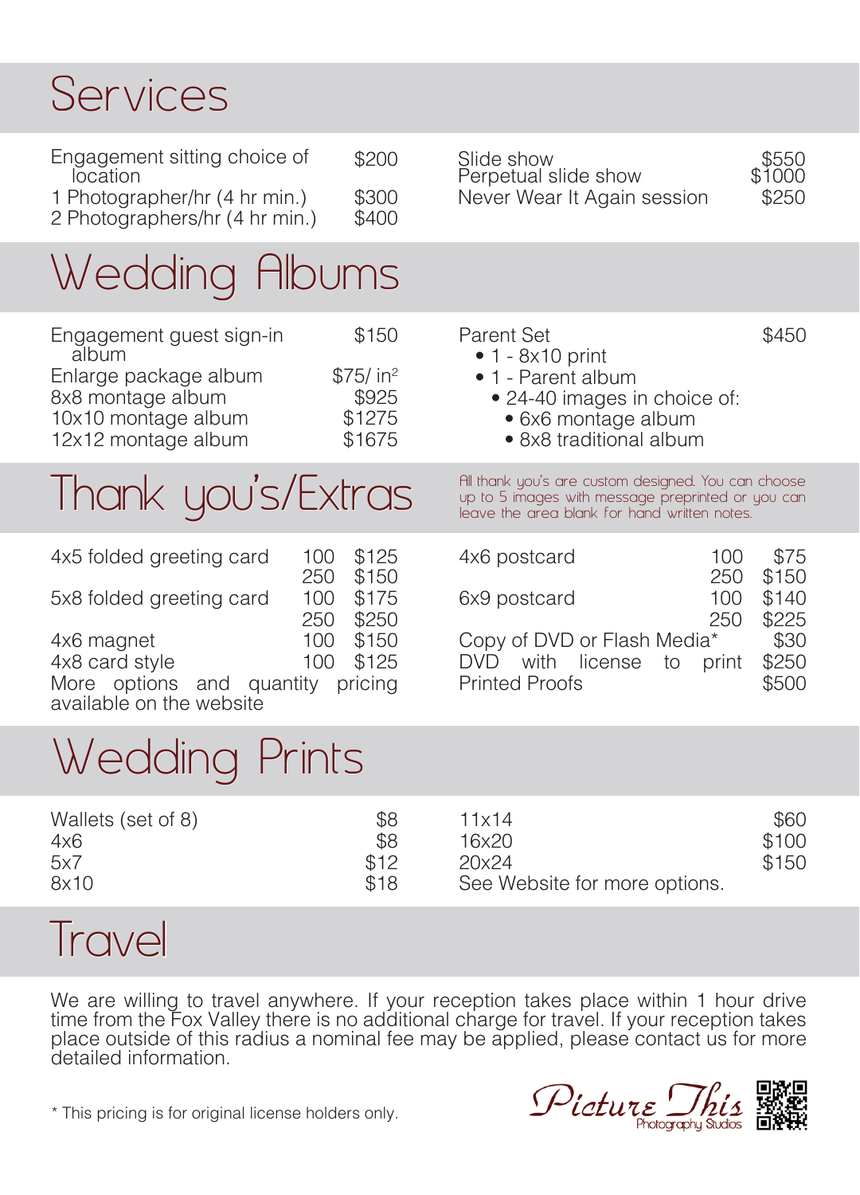# Services

| | |
|---|---|
| Engagement sitting choice of location | $200 |
| 1 Photographer/hr (4 hr min.) | $300 |
| 2 Photographers/hr (4 hr min.) | $400 |

| | |
|---|---|
| Slide show | $550 |
| Perpetual slide show | $1000 |
| Never Wear It Again session | $250 |

# Wedding Albums

| | |
|---|---|
| Engagement guest sign-in album | $150 |
| Enlarge package album | $75/ $in^2$ |
| 8x8 montage album | $925 |
| 10x10 montage album | $1275 |
| 12x12 montage album | $1675 |

Parent Set $450

- 1 - 8x10 print
- 1 - Parent album
  - 24-40 images in choice of:
    - 6x6 montage album
    - 8x8 traditional album

# Thank you's/Extras

All thank you's are custom designed. You can choose up to 5 images with message preprinted or you can leave the area blank for hand written notes.

| | | |
|---|---|---|
| 4x5 folded greeting card | 100 | $125 |
| | 250 | $150 |
| 5x8 folded greeting card | 100 | $175 |
| | 250 | $250 |
| 4x6 magnet | 100 | $150 |
| 4x8 card style | 100 | $125 |

More options and quantity pricing available on the website

| | | |
|---|---|---|
| 4x6 postcard | 100 | $75 |
| | 250 | $150 |
| 6x9 postcard | 100 | $140 |
| | 250 | $225 |
| Copy of DVD or Flash Media* | | $30 |
| DVD with license to print | | $250 |
| Printed Proofs | | $500 |

# Wedding Prints

| | |
|---|---|
| Wallets (set of 8) | $8 |
| 4x6 | $8 |
| 5x7 | $12 |
| 8x10 | $18 |

| | |
|---|---|
| 11x14 | $60 |
| 16x20 | $100 |
| 20x24 | $150 |

See Website for more options.

# Travel

We are willing to travel anywhere. If your reception takes place within 1 hour drive time from the Fox Valley there is no additional charge for travel. If your reception takes place outside of this radius a nominal fee may be applied, please contact us for more detailed information.

\* This pricing is for original license holders only.

Picture This Photography Studios